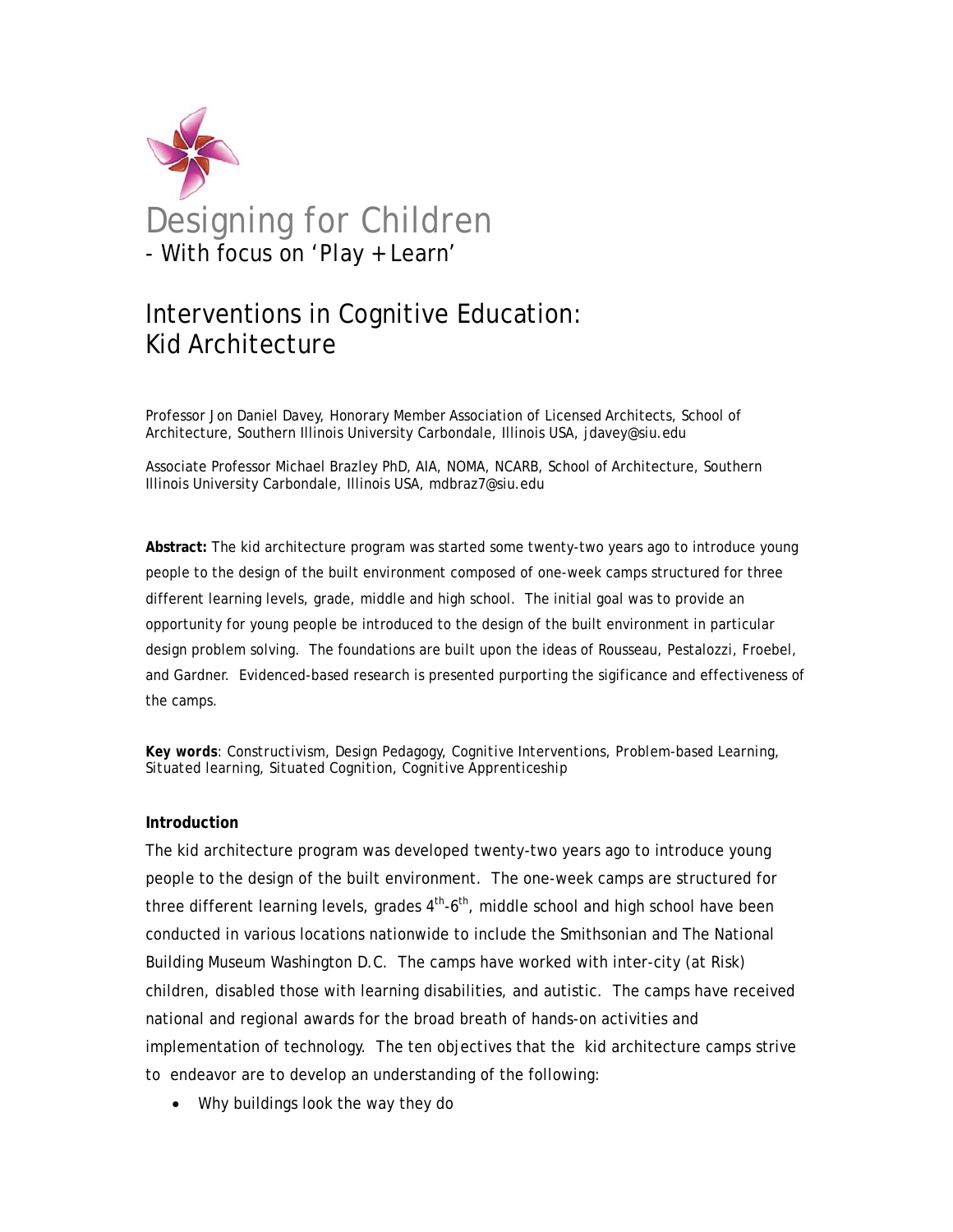# Designing for Children

- With focus on 'Play + Learn'

## Interventions in Cognitive Education: Kid Architecture

Professor Jon Daniel Davey, Honorary Member Association of Licensed Architects, School of Architecture, Southern Illinois University Carbondale, Illinois USA, jdavey@siu.edu

Associate Professor Michael Brazley PhD, AIA, NOMA, NCARB, School of Architecture, Southern Illinois University Carbondale, Illinois USA, mdbraz7@siu.edu

**Abstract:** The kid architecture program was started some twenty-two years ago to introduce young people to the design of the built environment composed of one-week camps structured for three different learning levels, grade, middle and high school. The initial goal was to provide an opportunity for young people be introduced to the design of the built environment in particular design problem solving. The foundations are built upon the ideas of Rousseau, Pestalozzi, Froebel, and Gardner. Evidenced-based research is presented purporting the sigificance and effectiveness of the camps.

**Key words**: *Constructivism, Design Pedagogy, Cognitive Interventions, Problem-based Learning, Situated learning, Situated Cognition, Cognitive Apprenticeship*

### Introduction

The kid architecture program was developed twenty-two years ago to introduce young people to the design of the built environment. The one-week camps are structured for three different learning levels, grades 4$^{th}$-6$^{th}$, middle school and high school have been conducted in various locations nationwide to include the Smithsonian and The National Building Museum Washington D.C. The camps have worked with inter-city (at Risk) children, disabled those with learning disabilities, and autistic. The camps have received national and regional awards for the broad breath of hands-on activities and implementation of technology. The ten objectives that the kid architecture camps strive to endeavor are to develop an understanding of the following:

- Why buildings look the way they do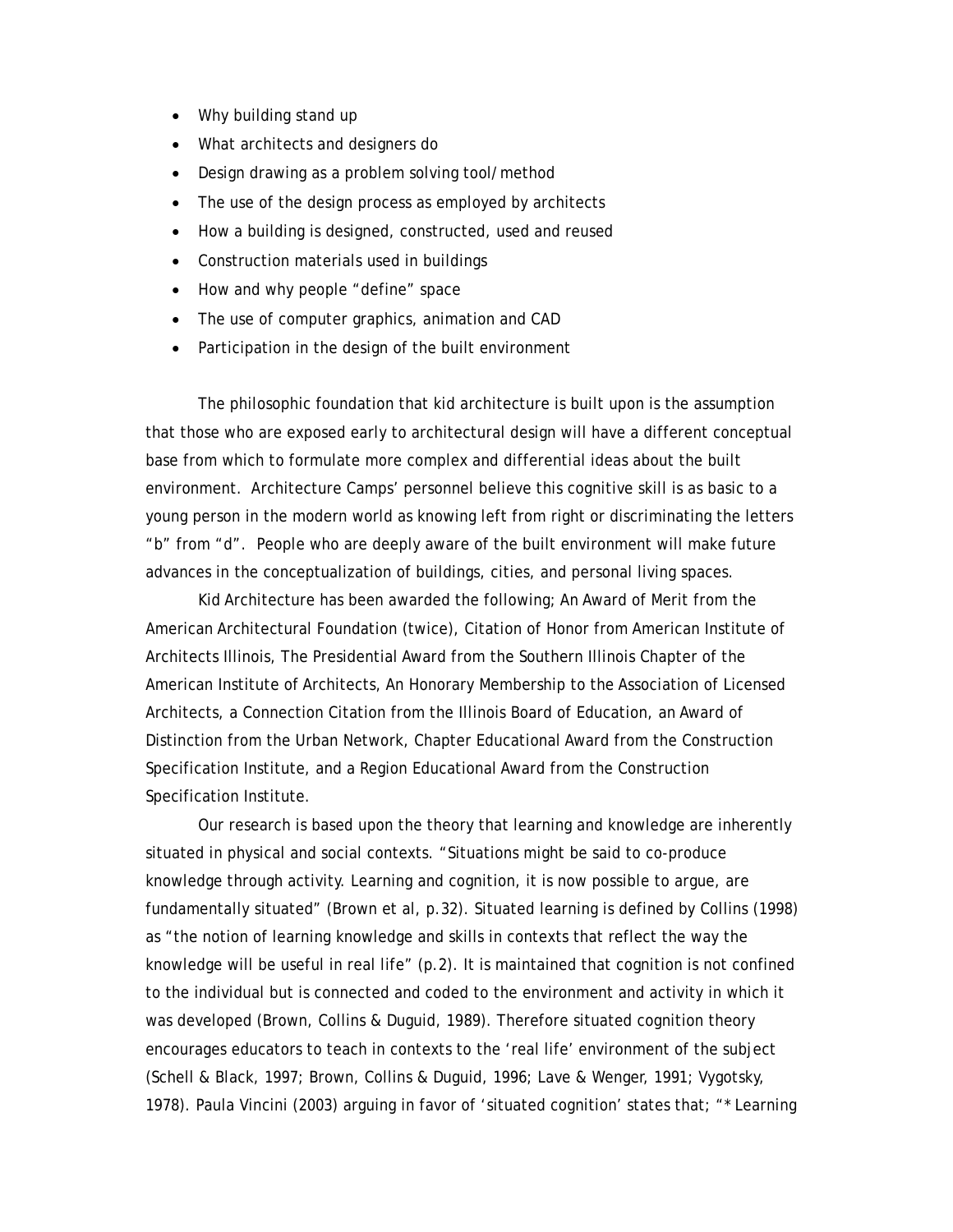- Why building stand up
- What architects and designers do
- Design drawing as a problem solving tool/method
- The use of the design process as employed by architects
- How a building is designed, constructed, used and reused
- Construction materials used in buildings
- How and why people "define" space
- The use of computer graphics, animation and CAD
- Participation in the design of the built environment

The philosophic foundation that kid architecture is built upon is the assumption that those who are exposed early to architectural design will have a different conceptual base from which to formulate more complex and differential ideas about the built environment. Architecture Camps' personnel believe this cognitive skill is as basic to a young person in the modern world as knowing left from right or discriminating the letters "b" from "d". People who are deeply aware of the built environment will make future advances in the conceptualization of buildings, cities, and personal living spaces.

Kid Architecture has been awarded the following; An Award of Merit from the American Architectural Foundation (twice), Citation of Honor from American Institute of Architects Illinois, The Presidential Award from the Southern Illinois Chapter of the American Institute of Architects, An Honorary Membership to the Association of Licensed Architects, a Connection Citation from the Illinois Board of Education, an Award of Distinction from the Urban Network, Chapter Educational Award from the Construction Specification Institute, and a Region Educational Award from the Construction Specification Institute.

Our research is based upon the theory that learning and knowledge are inherently situated in physical and social contexts. "Situations might be said to co-produce knowledge through activity. Learning and cognition, it is now possible to argue, are fundamentally situated" (Brown et al, p.32). Situated learning is defined by Collins (1998) as "the notion of learning knowledge and skills in contexts that reflect the way the knowledge will be useful in real life" (p.2). It is maintained that cognition is not confined to the individual but is connected and coded to the environment and activity in which it was developed (Brown, Collins & Duguid, 1989). Therefore situated cognition theory encourages educators to teach in contexts to the 'real life' environment of the subject (Schell & Black, 1997; Brown, Collins & Duguid, 1996; Lave & Wenger, 1991; Vygotsky, 1978). Paula Vincini (2003) arguing in favor of 'situated cognition' states that; "*Learning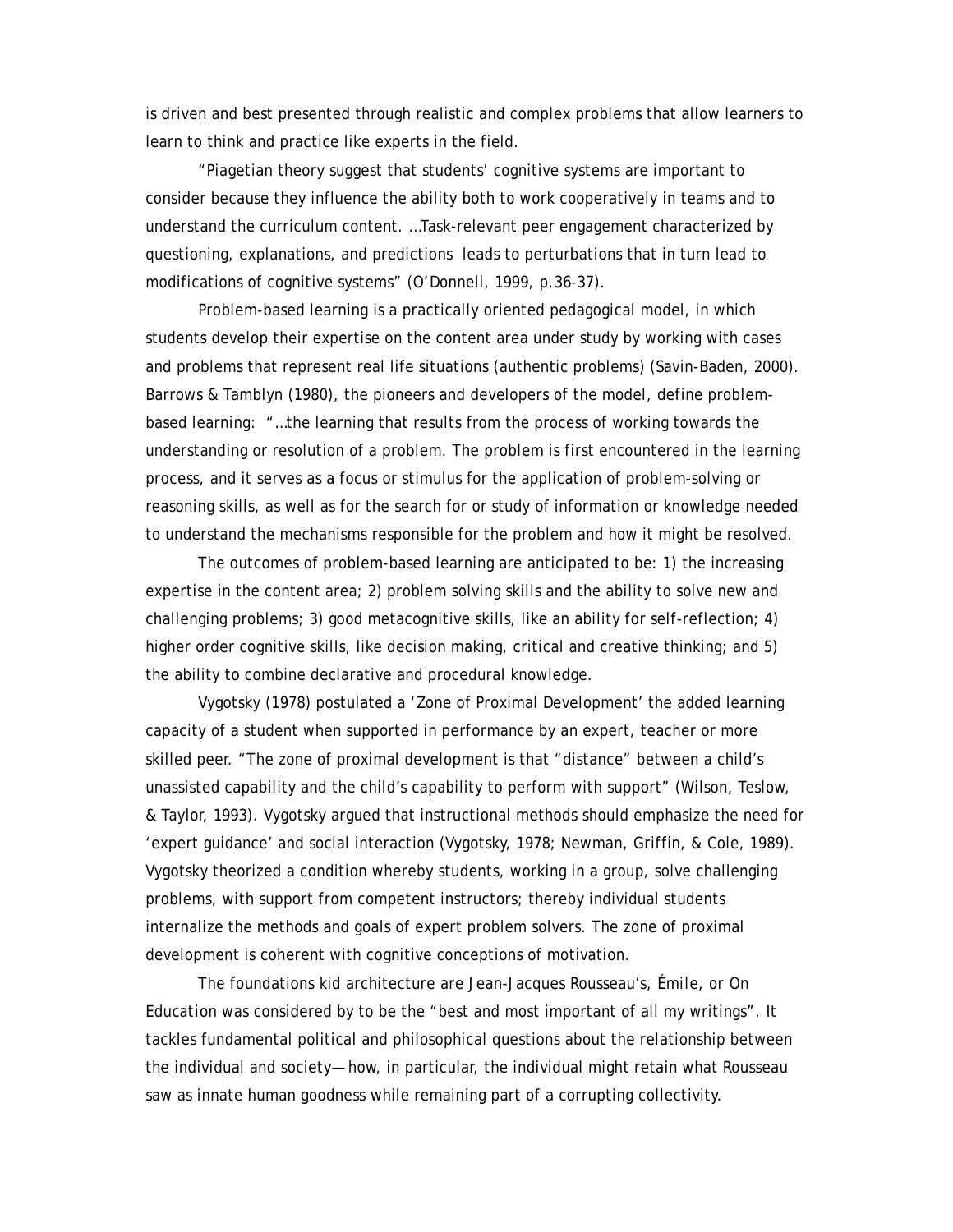is driven and best presented through realistic and complex problems that allow learners to learn to think and practice like experts in the field.

"Piagetian theory suggest that students' cognitive systems are important to consider because they influence the ability both to work cooperatively in teams and to understand the curriculum content. …Task-relevant peer engagement characterized by questioning, explanations, and predictions leads to perturbations that in turn lead to modifications of cognitive systems" (O'Donnell, 1999, p.36-37).

Problem-based learning is a practically oriented pedagogical model, in which students develop their expertise on the content area under study by working with cases and problems that represent real life situations (authentic problems) (Savin-Baden, 2000). Barrows & Tamblyn (1980), the pioneers and developers of the model, define problem-based learning: "…the learning that results from the process of working towards the understanding or resolution of a problem. The problem is first encountered in the learning process, and it serves as a focus or stimulus for the application of problem-solving or reasoning skills, as well as for the search for or study of information or knowledge needed to understand the mechanisms responsible for the problem and how it might be resolved.

The outcomes of problem-based learning are anticipated to be: 1) the increasing expertise in the content area; 2) problem solving skills and the ability to solve new and challenging problems; 3) good metacognitive skills, like an ability for self-reflection; 4) higher order cognitive skills, like decision making, critical and creative thinking; and 5) the ability to combine declarative and procedural knowledge.

Vygotsky (1978) postulated a 'Zone of Proximal Development' the added learning capacity of a student when supported in performance by an expert, teacher or more skilled peer. "The zone of proximal development is that "distance" between a child's unassisted capability and the child's capability to perform with support" (Wilson, Teslow, & Taylor, 1993). Vygotsky argued that instructional methods should emphasize the need for 'expert guidance' and social interaction (Vygotsky, 1978; Newman, Griffin, & Cole, 1989). Vygotsky theorized a condition whereby students, working in a group, solve challenging problems, with support from competent instructors; thereby individual students internalize the methods and goals of expert problem solvers. The zone of proximal development is coherent with cognitive conceptions of motivation.

The foundations kid architecture are Jean-Jacques Rousseau's, *Émile, or On Education* was considered by to be the "best and most important of all my writings". It tackles fundamental political and philosophical questions about the relationship between the individual and society—how, in particular, the individual might retain what Rousseau saw as innate human goodness while remaining part of a corrupting collectivity.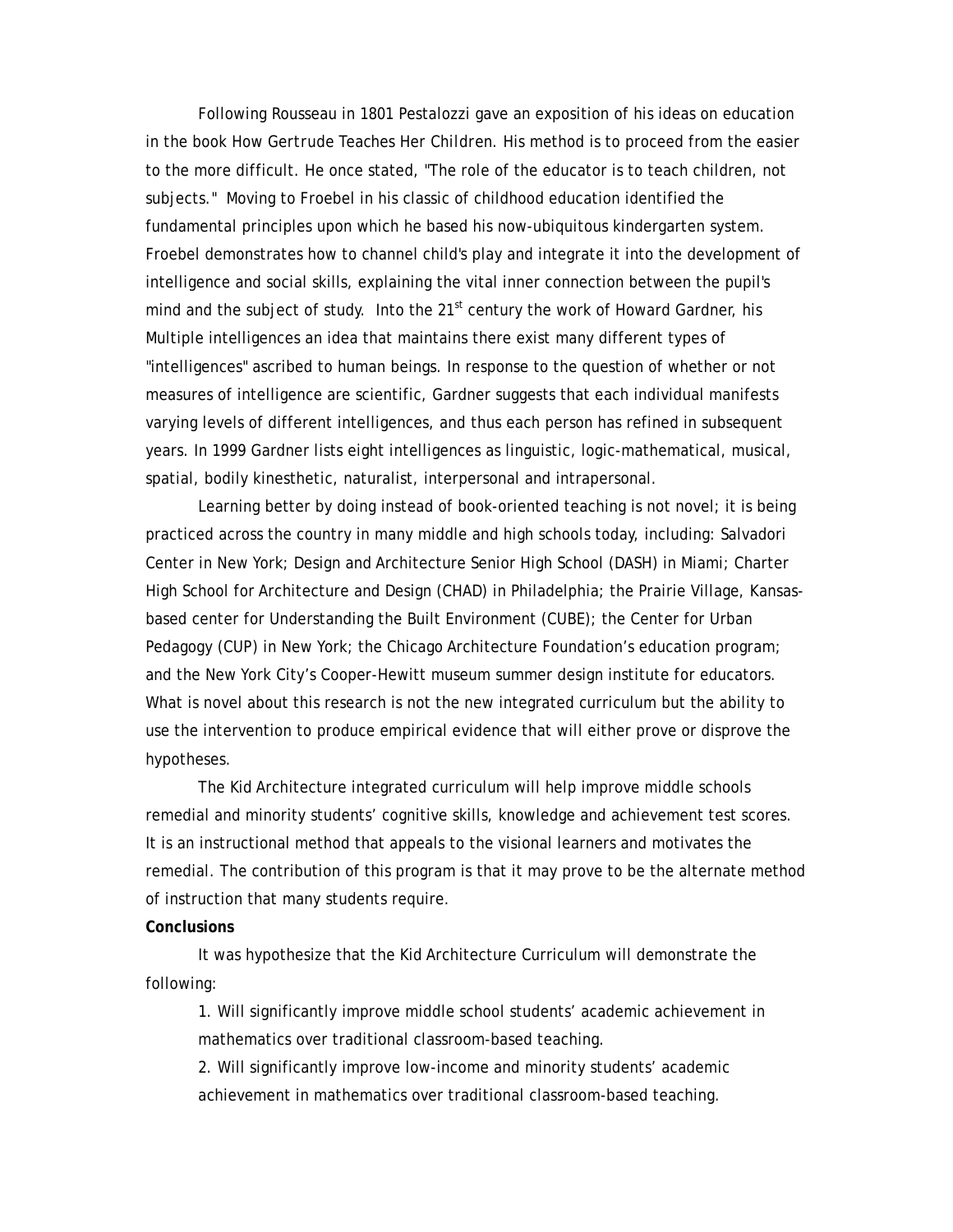Following Rousseau in 1801 Pestalozzi gave an exposition of his ideas on education in the book How Gertrude Teaches Her Children. His method is to proceed from the easier to the more difficult. He once stated, "The role of the educator is to teach children, not subjects." Moving to Froebel in his classic of childhood education identified the fundamental principles upon which he based his now-ubiquitous kindergarten system. Froebel demonstrates how to channel child's play and integrate it into the development of intelligence and social skills, explaining the vital inner connection between the pupil's mind and the subject of study. Into the 21st century the work of Howard Gardner, his Multiple intelligences an idea that maintains there exist many different types of "intelligences" ascribed to human beings. In response to the question of whether or not measures of intelligence are scientific, Gardner suggests that each individual manifests varying levels of different intelligences, and thus each person has refined in subsequent years. In 1999 Gardner lists eight intelligences as linguistic, logic-mathematical, musical, spatial, bodily kinesthetic, naturalist, interpersonal and intrapersonal.

Learning better by doing instead of book-oriented teaching is not novel; it is being practiced across the country in many middle and high schools today, including: Salvadori Center in New York; Design and Architecture Senior High School (DASH) in Miami; Charter High School for Architecture and Design (CHAD) in Philadelphia; the Prairie Village, Kansas-based center for Understanding the Built Environment (CUBE); the Center for Urban Pedagogy (CUP) in New York; the Chicago Architecture Foundation's education program; and the New York City's Cooper-Hewitt museum summer design institute for educators. What is novel about this research is not the new integrated curriculum but the ability to use the intervention to produce empirical evidence that will either prove or disprove the hypotheses.

The Kid Architecture integrated curriculum will help improve middle schools remedial and minority students' cognitive skills, knowledge and achievement test scores. It is an instructional method that appeals to the visional learners and motivates the remedial. The contribution of this program is that it may prove to be the alternate method of instruction that many students require.

**Conclusions**

It was hypothesize that the Kid Architecture Curriculum will demonstrate the following:

1. Will significantly improve middle school students' academic achievement in mathematics over traditional classroom-based teaching.
2. Will significantly improve low-income and minority students' academic achievement in mathematics over traditional classroom-based teaching.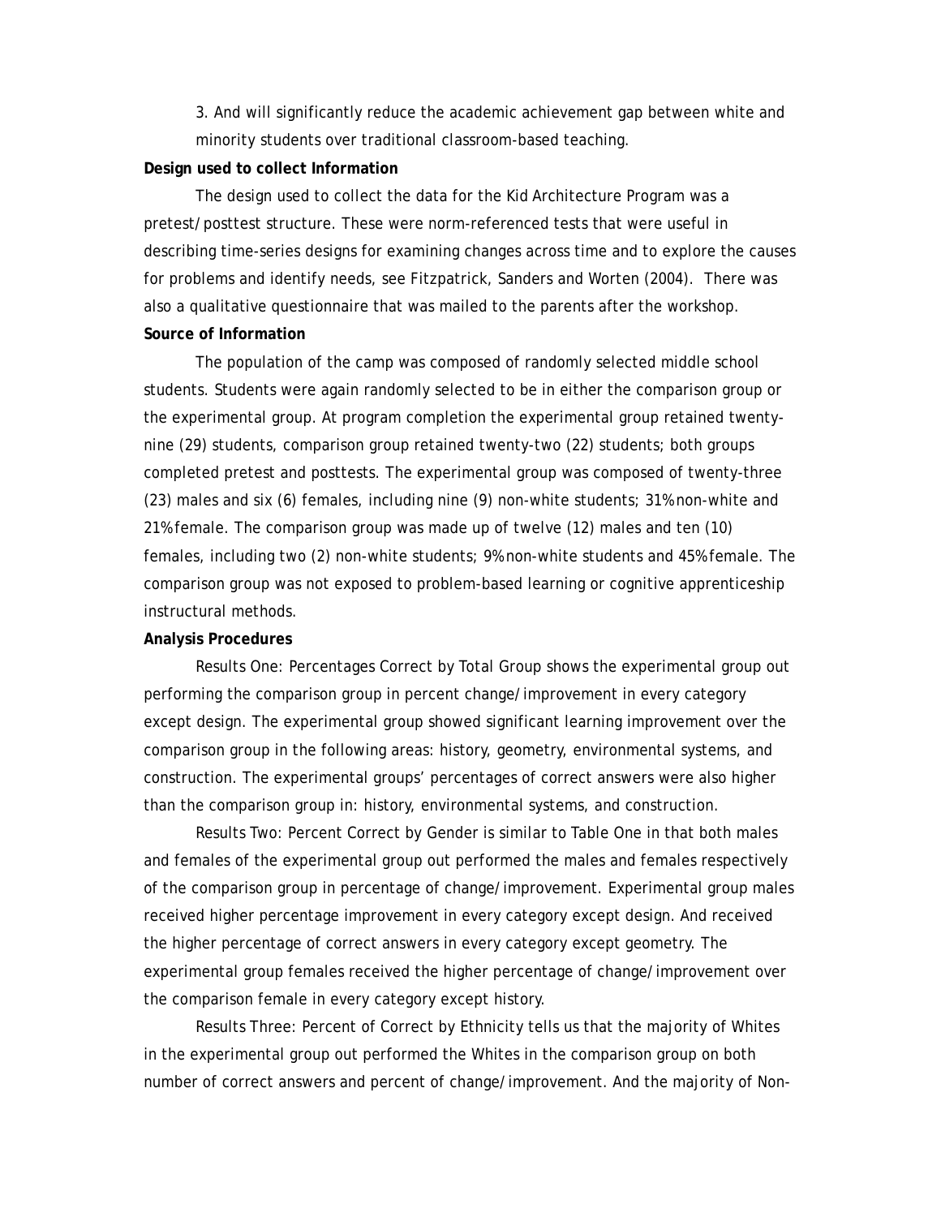3. And will significantly reduce the academic achievement gap between white and minority students over traditional classroom-based teaching.

**Design used to collect Information**

The design used to collect the data for the Kid Architecture Program was a pretest/posttest structure. These were norm-referenced tests that were useful in describing time-series designs for examining changes across time and to explore the causes for problems and identify needs, see Fitzpatrick, Sanders and Worten (2004). There was also a qualitative questionnaire that was mailed to the parents after the workshop.

**Source of Information**

The population of the camp was composed of randomly selected middle school students. Students were again randomly selected to be in either the comparison group or the experimental group. At program completion the experimental group retained twenty-nine (29) students, comparison group retained twenty-two (22) students; both groups completed pretest and posttests. The experimental group was composed of twenty-three (23) males and six (6) females, including nine (9) non-white students; 31% non-white and 21% female. The comparison group was made up of twelve (12) males and ten (10) females, including two (2) non-white students; 9% non-white students and 45% female. The comparison group was not exposed to problem-based learning or cognitive apprenticeship instructural methods.

**Analysis Procedures**

Results One: Percentages Correct by Total Group shows the experimental group out performing the comparison group in percent change/improvement in every category except design. The experimental group showed significant learning improvement over the comparison group in the following areas: history, geometry, environmental systems, and construction. The experimental groups' percentages of correct answers were also higher than the comparison group in: history, environmental systems, and construction.

Results Two: Percent Correct by Gender is similar to Table One in that both males and females of the experimental group out performed the males and females respectively of the comparison group in percentage of change/improvement. Experimental group males received higher percentage improvement in every category except design. And received the higher percentage of correct answers in every category except geometry. The experimental group females received the higher percentage of change/improvement over the comparison female in every category except history.

Results Three: Percent of Correct by Ethnicity tells us that the majority of Whites in the experimental group out performed the Whites in the comparison group on both number of correct answers and percent of change/improvement. And the majority of Non-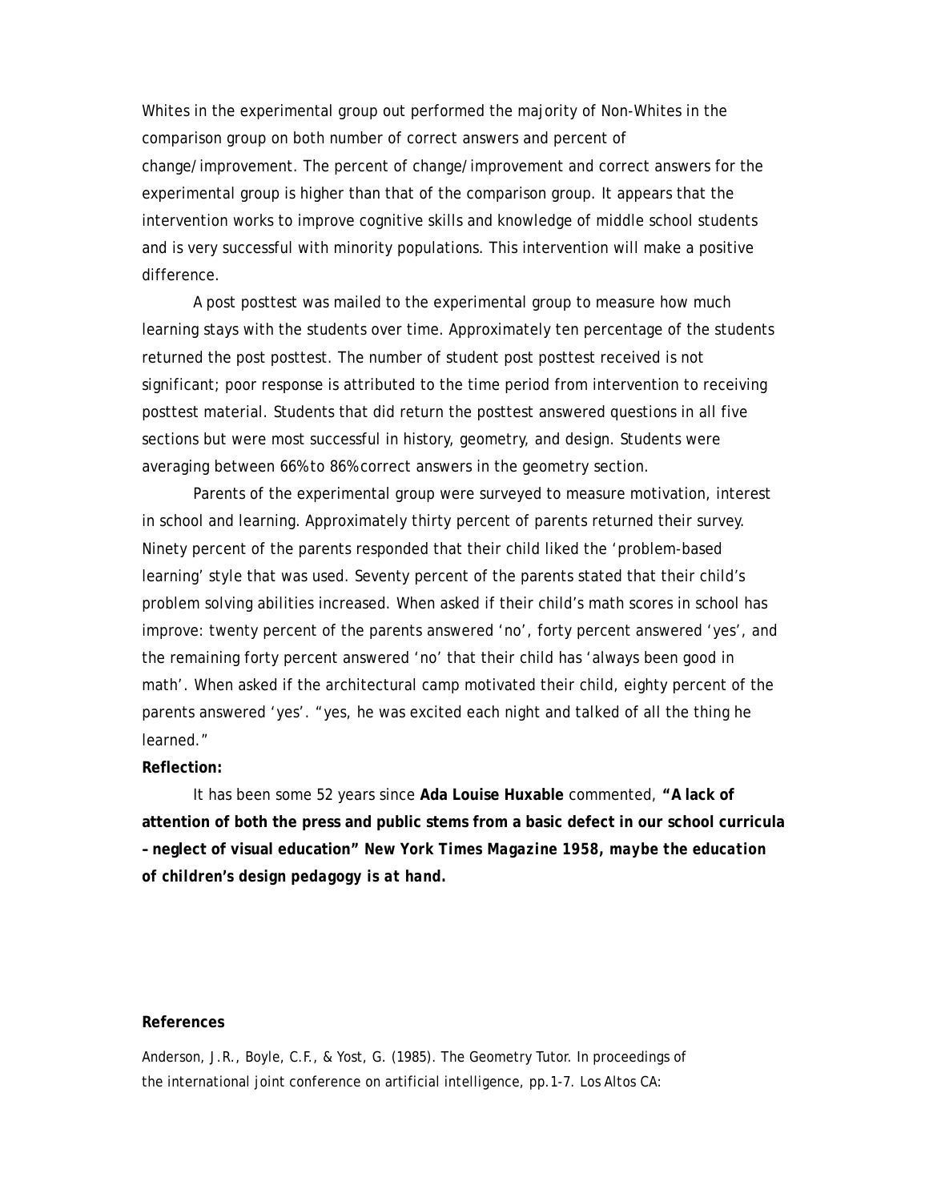Whites in the experimental group out performed the majority of Non-Whites in the comparison group on both number of correct answers and percent of change/improvement. The percent of change/improvement and correct answers for the experimental group is higher than that of the comparison group. It appears that the intervention works to improve cognitive skills and knowledge of middle school students and is very successful with minority populations. This intervention will make a positive difference.

A post posttest was mailed to the experimental group to measure how much learning stays with the students over time. Approximately ten percentage of the students returned the post posttest. The number of student post posttest received is not significant; poor response is attributed to the time period from intervention to receiving posttest material. Students that did return the posttest answered questions in all five sections but were most successful in history, geometry, and design. Students were averaging between 66% to 86% correct answers in the geometry section.

Parents of the experimental group were surveyed to measure motivation, interest in school and learning. Approximately thirty percent of parents returned their survey. Ninety percent of the parents responded that their child liked the 'problem-based learning' style that was used. Seventy percent of the parents stated that their child's problem solving abilities increased. When asked if their child's math scores in school has improve: twenty percent of the parents answered 'no', forty percent answered 'yes', and the remaining forty percent answered 'no' that their child has 'always been good in math'. When asked if the architectural camp motivated their child, eighty percent of the parents answered 'yes'. "yes, he was excited each night and talked of all the thing he learned."

**Reflection:**

It has been some 52 years since **Ada Louise Huxable** commented, **"A lack of attention of both the press and public stems from a basic defect in our school curricula – neglect of visual education"** ***New York Times Magazine 1958, maybe the education of children's design pedagogy is at hand.***

**References**

Anderson, J.R., Boyle, C.F., & Yost, G. (1985). The Geometry Tutor. In proceedings of the international joint conference on artificial intelligence, pp.1-7. Los Altos CA: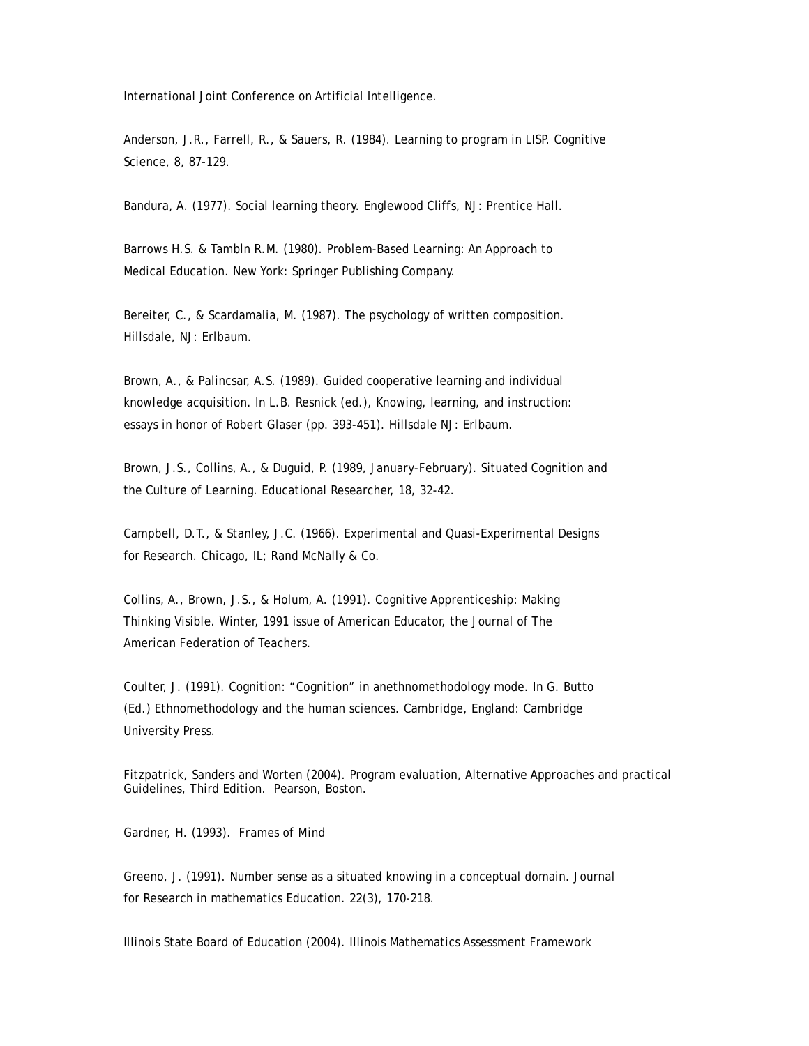International Joint Conference on Artificial Intelligence.

Anderson, J.R., Farrell, R., & Sauers, R. (1984). Learning to program in LISP. Cognitive Science, 8, 87-129.

Bandura, A. (1977). Social learning theory. Englewood Cliffs, NJ: Prentice Hall.

Barrows H.S. & Tambln R.M. (1980). Problem-Based Learning: An Approach to Medical Education. New York: Springer Publishing Company.

Bereiter, C., & Scardamalia, M. (1987). The psychology of written composition. Hillsdale, NJ: Erlbaum.

Brown, A., & Palincsar, A.S. (1989). Guided cooperative learning and individual knowledge acquisition. In L.B. Resnick (ed.), Knowing, learning, and instruction: essays in honor of Robert Glaser (pp. 393-451). Hillsdale NJ: Erlbaum.

Brown, J.S., Collins, A., & Duguid, P. (1989, January-February). Situated Cognition and the Culture of Learning. Educational Researcher, 18, 32-42.

Campbell, D.T., & Stanley, J.C. (1966). Experimental and Quasi-Experimental Designs for Research. Chicago, IL; Rand McNally & Co.

Collins, A., Brown, J.S., & Holum, A. (1991). Cognitive Apprenticeship: Making Thinking Visible. Winter, 1991 issue of American Educator, the Journal of The American Federation of Teachers.

Coulter, J. (1991). Cognition: "Cognition" in anethnomethodology mode. In G. Butto (Ed.) Ethnomethodology and the human sciences. Cambridge, England: Cambridge University Press.

Fitzpatrick, Sanders and Worten (2004). Program evaluation, Alternative Approaches and practical Guidelines, Third Edition. Pearson, Boston.

Gardner, H. (1993). Frames of Mind

Greeno, J. (1991). Number sense as a situated knowing in a conceptual domain. Journal for Research in mathematics Education. 22(3), 170-218.

Illinois State Board of Education (2004). Illinois Mathematics Assessment Framework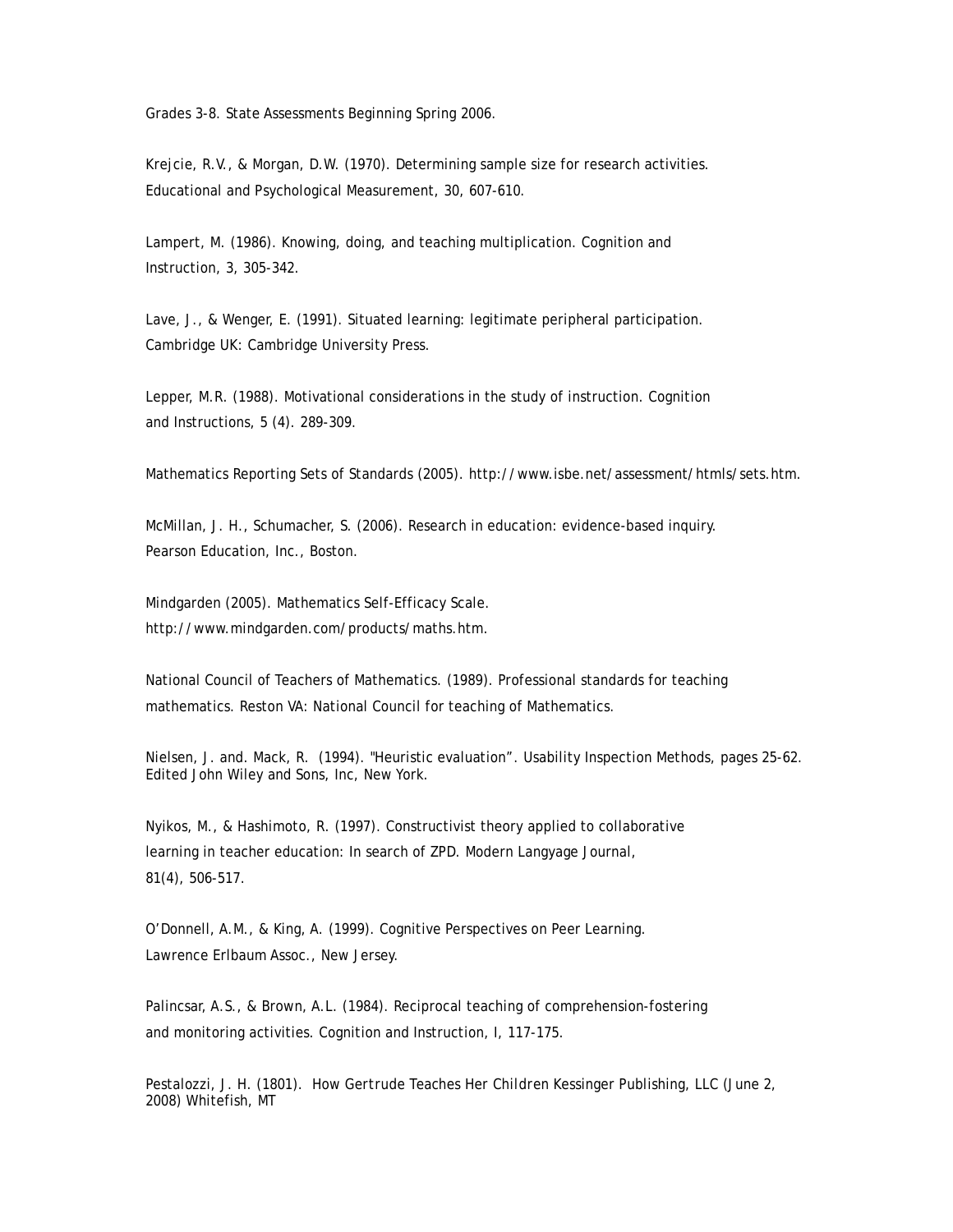Grades 3-8. State Assessments Beginning Spring 2006.

Krejcie, R.V., & Morgan, D.W. (1970). Determining sample size for research activities. Educational and Psychological Measurement, 30, 607-610.

Lampert, M. (1986). Knowing, doing, and teaching multiplication. Cognition and Instruction, 3, 305-342.

Lave, J., & Wenger, E. (1991). Situated learning: legitimate peripheral participation. Cambridge UK: Cambridge University Press.

Lepper, M.R. (1988). Motivational considerations in the study of instruction. Cognition and Instructions, 5 (4). 289-309.

Mathematics Reporting Sets of Standards (2005). http://www.isbe.net/assessment/htmls/sets.htm.

McMillan, J. H., Schumacher, S. (2006). Research in education: evidence-based inquiry. Pearson Education, Inc., Boston.

Mindgarden (2005). Mathematics Self-Efficacy Scale. http://www.mindgarden.com/products/maths.htm.

National Council of Teachers of Mathematics. (1989). Professional standards for teaching mathematics. Reston VA: National Council for teaching of Mathematics.

Nielsen, J. and. Mack, R. (1994). "Heuristic evaluation". Usability Inspection Methods, pages 25-62. Edited John Wiley and Sons, Inc, New York.

Nyikos, M., & Hashimoto, R. (1997). Constructivist theory applied to collaborative learning in teacher education: In search of ZPD. Modern Langyage Journal, 81(4), 506-517.

O'Donnell, A.M., & King, A. (1999). Cognitive Perspectives on Peer Learning. Lawrence Erlbaum Assoc., New Jersey.

Palincsar, A.S., & Brown, A.L. (1984). Reciprocal teaching of comprehension-fostering and monitoring activities. Cognition and Instruction, I, 117-175.

Pestalozzi, J. H. (1801). How Gertrude Teaches Her Children Kessinger Publishing, LLC (June 2, 2008) Whitefish, MT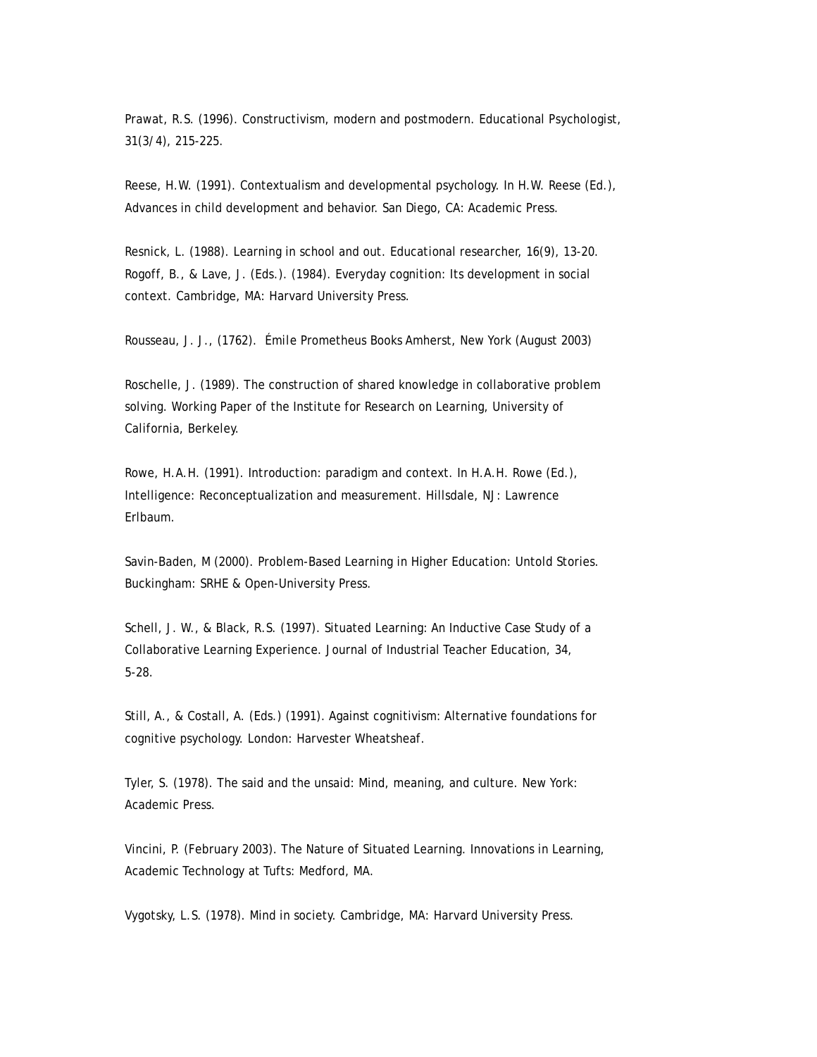Prawat, R.S. (1996). Constructivism, modern and postmodern. Educational Psychologist, 31(3/4), 215-225.

Reese, H.W. (1991). Contextualism and developmental psychology. In H.W. Reese (Ed.), Advances in child development and behavior. San Diego, CA: Academic Press.

Resnick, L. (1988). Learning in school and out. Educational researcher, 16(9), 13-20.
Rogoff, B., & Lave, J. (Eds.). (1984). Everyday cognition: Its development in social context. Cambridge, MA: Harvard University Press.

Rousseau, J. J., (1762). Émile Prometheus Books Amherst, New York (August 2003)

Roschelle, J. (1989). The construction of shared knowledge in collaborative problem solving. Working Paper of the Institute for Research on Learning, University of California, Berkeley.

Rowe, H.A.H. (1991). Introduction: paradigm and context. In H.A.H. Rowe (Ed.), Intelligence: Reconceptualization and measurement. Hillsdale, NJ: Lawrence Erlbaum.

Savin-Baden, M (2000). Problem-Based Learning in Higher Education: Untold Stories. Buckingham: SRHE & Open-University Press.

Schell, J. W., & Black, R.S. (1997). Situated Learning: An Inductive Case Study of a Collaborative Learning Experience. Journal of Industrial Teacher Education, 34, 5-28.

Still, A., & Costall, A. (Eds.) (1991). Against cognitivism: Alternative foundations for cognitive psychology. London: Harvester Wheatsheaf.

Tyler, S. (1978). The said and the unsaid: Mind, meaning, and culture. New York: Academic Press.

Vincini, P. (February 2003). The Nature of Situated Learning. Innovations in Learning, Academic Technology at Tufts: Medford, MA.

Vygotsky, L.S. (1978). Mind in society. Cambridge, MA: Harvard University Press.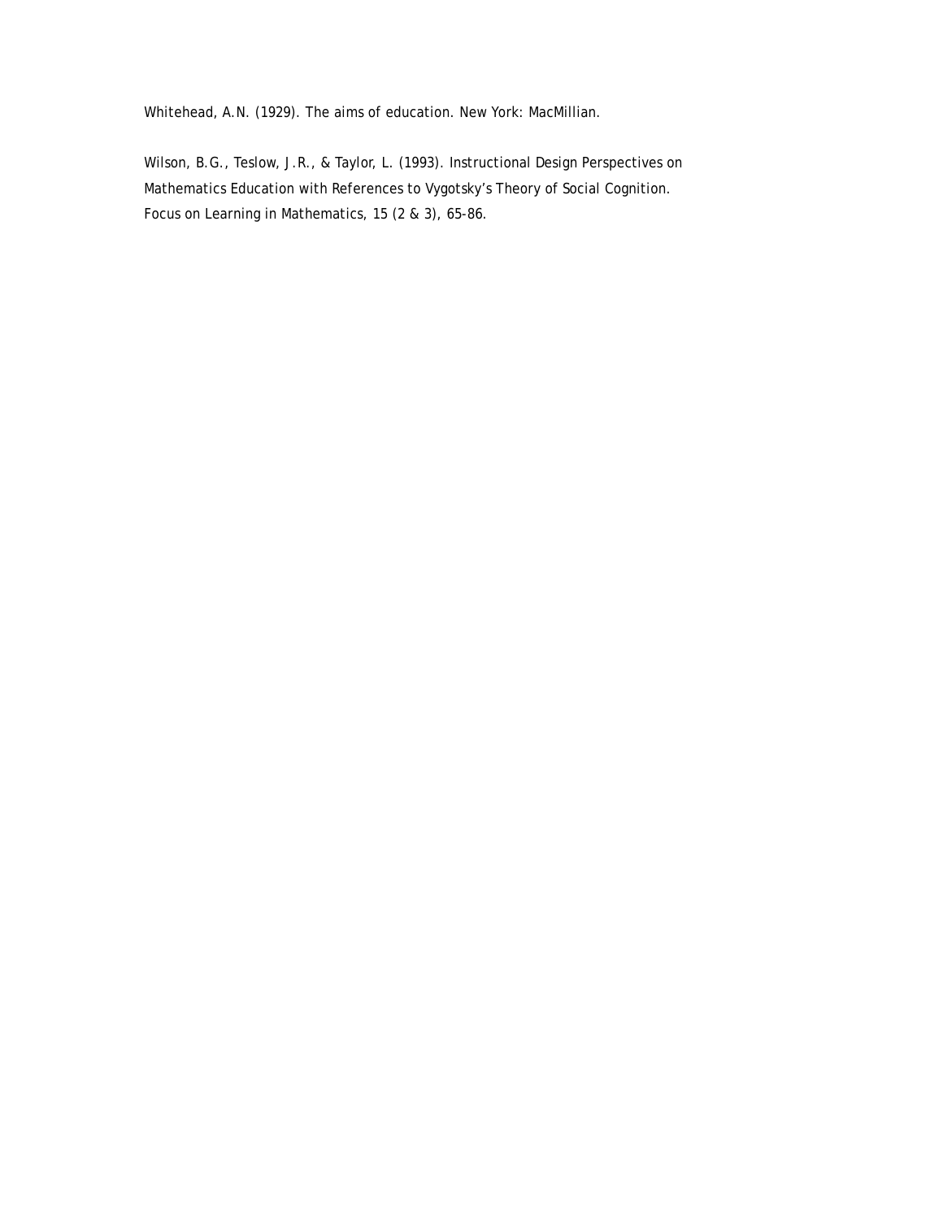Whitehead, A.N. (1929). The aims of education. New York: MacMillian.

Wilson, B.G., Teslow, J.R., & Taylor, L. (1993). Instructional Design Perspectives on Mathematics Education with References to Vygotsky's Theory of Social Cognition. Focus on Learning in Mathematics, 15 (2 & 3), 65-86.